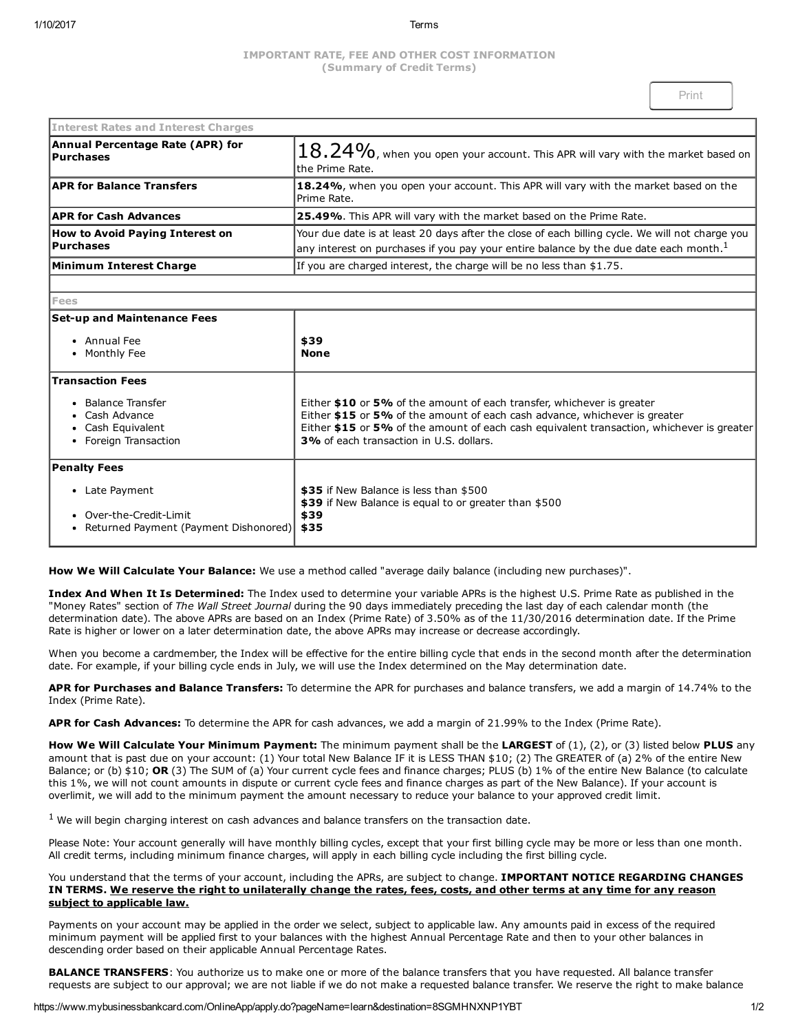# IMPORTANT RATE, FEE AND OTHER COST INFORMATION
## (Summary of Credit Terms)

| Interest Rates and Interest Charges | |
|---|---|
| **Annual Percentage Rate (APR) for Purchases** | 18.24%, when you open your account. This APR will vary with the market based on the Prime Rate. |
| **APR for Balance Transfers** | **18.24%**, when you open your account. This APR will vary with the market based on the Prime Rate. |
| **APR for Cash Advances** | **25.49%**. This APR will vary with the market based on the Prime Rate. |
| **How to Avoid Paying Interest on Purchases** | Your due date is at least 20 days after the close of each billing cycle. We will not charge you any interest on purchases if you pay your entire balance by the due date each month.[1] |
| **Minimum Interest Charge** | If you are charged interest, the charge will be no less than $1.75. |
| | |
| **Fees** | |
| **Set-up and Maintenance Fees** | |
| • Annual Fee | **$39** |
| • Monthly Fee | **None** |
| **Transaction Fees** | |
| • Balance Transfer | Either **$10** or **5%** of the amount of each transfer, whichever is greater |
| • Cash Advance | Either **$15** or **5%** of the amount of each cash advance, whichever is greater |
| • Cash Equivalent | Either **$15** or **5%** of the amount of each cash equivalent transaction, whichever is greater |
| • Foreign Transaction | **3%** of each transaction in U.S. dollars. |
| **Penalty Fees** | |
| • Late Payment | **$35** if New Balance is less than $500<br>**$39** if New Balance is equal to or greater than $500 |
| • Over-the-Credit-Limit | **$39** |
| • Returned Payment (Payment Dishonored) | **$35** |

**How We Will Calculate Your Balance:** We use a method called "average daily balance (including new purchases)".

**Index And When It Is Determined:** The Index used to determine your variable APRs is the highest U.S. Prime Rate as published in the "Money Rates" section of *The Wall Street Journal* during the 90 days immediately preceding the last day of each calendar month (the determination date). The above APRs are based on an Index (Prime Rate) of 3.50% as of the 11/30/2016 determination date. If the Prime Rate is higher or lower on a later determination date, the above APRs may increase or decrease accordingly.

When you become a cardmember, the Index will be effective for the entire billing cycle that ends in the second month after the determination date. For example, if your billing cycle ends in July, we will use the Index determined on the May determination date.

**APR for Purchases and Balance Transfers:** To determine the APR for purchases and balance transfers, we add a margin of 14.74% to the Index (Prime Rate).

**APR for Cash Advances:** To determine the APR for cash advances, we add a margin of 21.99% to the Index (Prime Rate).

**How We Will Calculate Your Minimum Payment:** The minimum payment shall be the **LARGEST** of (1), (2), or (3) listed below **PLUS** any amount that is past due on your account: (1) Your total New Balance IF it is LESS THAN $10; (2) The GREATER of (a) 2% of the entire New Balance; or (b) $10; **OR** (3) The SUM of (a) Your current cycle fees and finance charges; PLUS (b) 1% of the entire New Balance (to calculate this 1%, we will not count amounts in dispute or current cycle fees and finance charges as part of the New Balance). If your account is overlimit, we will add to the minimum payment the amount necessary to reduce your balance to your approved credit limit.

[1] We will begin charging interest on cash advances and balance transfers on the transaction date.

Please Note: Your account generally will have monthly billing cycles, except that your first billing cycle may be more or less than one month. All credit terms, including minimum finance charges, will apply in each billing cycle including the first billing cycle.

You understand that the terms of your account, including the APRs, are subject to change. **IMPORTANT NOTICE REGARDING CHANGES IN TERMS. <u>We reserve the right to unilaterally change the rates, fees, costs, and other terms at any time for any reason subject to applicable law.</u>**

Payments on your account may be applied in the order we select, subject to applicable law. Any amounts paid in excess of the required minimum payment will be applied first to your balances with the highest Annual Percentage Rate and then to your other balances in descending order based on their applicable Annual Percentage Rates.

**BALANCE TRANSFERS**: You authorize us to make one or more of the balance transfers that you have requested. All balance transfer requests are subject to our approval; we are not liable if we do not make a requested balance transfer. We reserve the right to make balance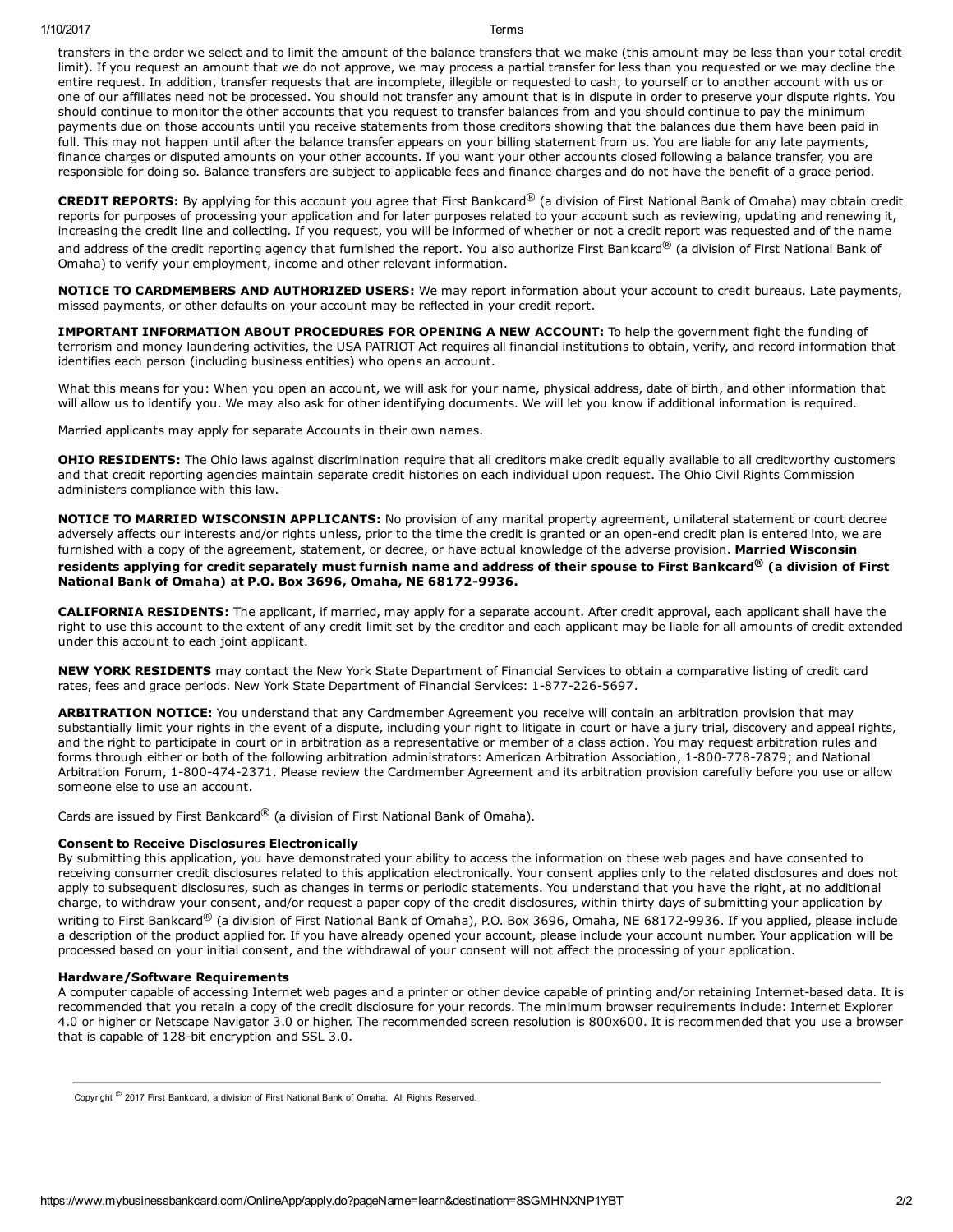transfers in the order we select and to limit the amount of the balance transfers that we make (this amount may be less than your total credit limit). If you request an amount that we do not approve, we may process a partial transfer for less than you requested or we may decline the entire request. In addition, transfer requests that are incomplete, illegible or requested to cash, to yourself or to another account with us or one of our affiliates need not be processed. You should not transfer any amount that is in dispute in order to preserve your dispute rights. You should continue to monitor the other accounts that you request to transfer balances from and you should continue to pay the minimum payments due on those accounts until you receive statements from those creditors showing that the balances due them have been paid in full. This may not happen until after the balance transfer appears on your billing statement from us. You are liable for any late payments, finance charges or disputed amounts on your other accounts. If you want your other accounts closed following a balance transfer, you are responsible for doing so. Balance transfers are subject to applicable fees and finance charges and do not have the benefit of a grace period.

**CREDIT REPORTS:** By applying for this account you agree that First Bankcard® (a division of First National Bank of Omaha) may obtain credit reports for purposes of processing your application and for later purposes related to your account such as reviewing, updating and renewing it, increasing the credit line and collecting. If you request, you will be informed of whether or not a credit report was requested and of the name and address of the credit reporting agency that furnished the report. You also authorize First Bankcard® (a division of First National Bank of Omaha) to verify your employment, income and other relevant information.

**NOTICE TO CARDMEMBERS AND AUTHORIZED USERS:** We may report information about your account to credit bureaus. Late payments, missed payments, or other defaults on your account may be reflected in your credit report.

**IMPORTANT INFORMATION ABOUT PROCEDURES FOR OPENING A NEW ACCOUNT:** To help the government fight the funding of terrorism and money laundering activities, the USA PATRIOT Act requires all financial institutions to obtain, verify, and record information that identifies each person (including business entities) who opens an account.

What this means for you: When you open an account, we will ask for your name, physical address, date of birth, and other information that will allow us to identify you. We may also ask for other identifying documents. We will let you know if additional information is required.

Married applicants may apply for separate Accounts in their own names.

**OHIO RESIDENTS:** The Ohio laws against discrimination require that all creditors make credit equally available to all creditworthy customers and that credit reporting agencies maintain separate credit histories on each individual upon request. The Ohio Civil Rights Commission administers compliance with this law.

**NOTICE TO MARRIED WISCONSIN APPLICANTS:** No provision of any marital property agreement, unilateral statement or court decree adversely affects our interests and/or rights unless, prior to the time the credit is granted or an open-end credit plan is entered into, we are furnished with a copy of the agreement, statement, or decree, or have actual knowledge of the adverse provision. **Married Wisconsin residents applying for credit separately must furnish name and address of their spouse to First Bankcard® (a division of First National Bank of Omaha) at P.O. Box 3696, Omaha, NE 68172-9936.**

**CALIFORNIA RESIDENTS:** The applicant, if married, may apply for a separate account. After credit approval, each applicant shall have the right to use this account to the extent of any credit limit set by the creditor and each applicant may be liable for all amounts of credit extended under this account to each joint applicant.

**NEW YORK RESIDENTS** may contact the New York State Department of Financial Services to obtain a comparative listing of credit card rates, fees and grace periods. New York State Department of Financial Services: 1-877-226-5697.

**ARBITRATION NOTICE:** You understand that any Cardmember Agreement you receive will contain an arbitration provision that may substantially limit your rights in the event of a dispute, including your right to litigate in court or have a jury trial, discovery and appeal rights, and the right to participate in court or in arbitration as a representative or member of a class action. You may request arbitration rules and forms through either or both of the following arbitration administrators: American Arbitration Association, 1-800-778-7879; and National Arbitration Forum, 1-800-474-2371. Please review the Cardmember Agreement and its arbitration provision carefully before you use or allow someone else to use an account.

Cards are issued by First Bankcard® (a division of First National Bank of Omaha).

**Consent to Receive Disclosures Electronically**

By submitting this application, you have demonstrated your ability to access the information on these web pages and have consented to receiving consumer credit disclosures related to this application electronically. Your consent applies only to the related disclosures and does not apply to subsequent disclosures, such as changes in terms or periodic statements. You understand that you have the right, at no additional charge, to withdraw your consent, and/or request a paper copy of the credit disclosures, within thirty days of submitting your application by writing to First Bankcard® (a division of First National Bank of Omaha), P.O. Box 3696, Omaha, NE 68172-9936. If you applied, please include a description of the product applied for. If you have already opened your account, please include your account number. Your application will be processed based on your initial consent, and the withdrawal of your consent will not affect the processing of your application.

**Hardware/Software Requirements**

A computer capable of accessing Internet web pages and a printer or other device capable of printing and/or retaining Internet-based data. It is recommended that you retain a copy of the credit disclosure for your records. The minimum browser requirements include: Internet Explorer 4.0 or higher or Netscape Navigator 3.0 or higher. The recommended screen resolution is 800x600. It is recommended that you use a browser that is capable of 128-bit encryption and SSL 3.0.

Copyright © 2017 First Bankcard, a division of First National Bank of Omaha. All Rights Reserved.